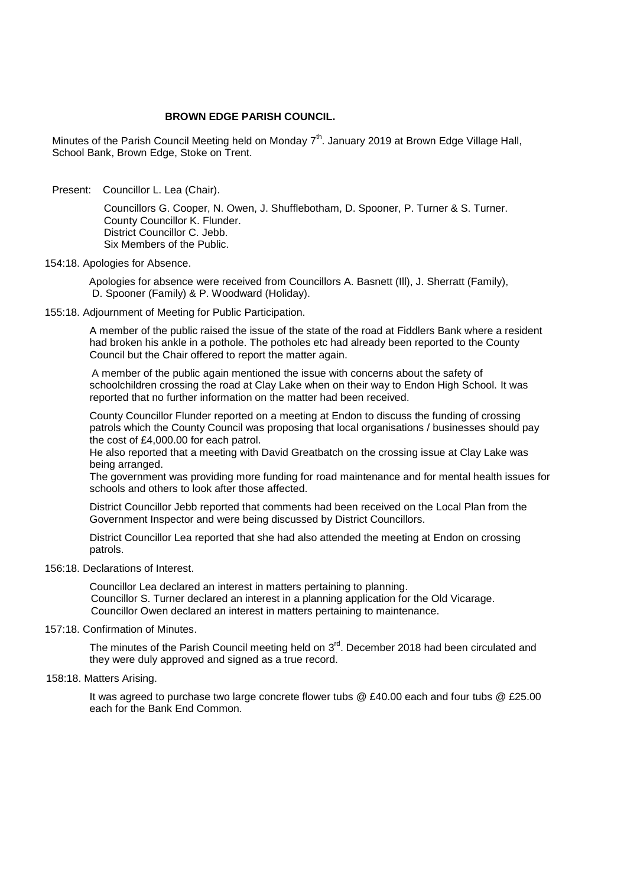# BROWN EDGE PARISH COUNCIL.

Minutes of the Parish Council Meeting held on Monday 7th. January 2019 at Brown Edge Village Hall, School Bank, Brown Edge, Stoke on Trent.

Present: Councillor L. Lea (Chair).

Councillors G. Cooper, N. Owen, J. Shufflebotham, D. Spooner, P. Turner & S. Turner.
County Councillor K. Flunder.
District Councillor C. Jebb.
Six Members of the Public.

154:18. Apologies for Absence.

Apologies for absence were received from Councillors A. Basnett (Ill), J. Sherratt (Family), D. Spooner (Family) & P. Woodward (Holiday).

155:18. Adjournment of Meeting for Public Participation.

A member of the public raised the issue of the state of the road at Fiddlers Bank where a resident had broken his ankle in a pothole. The potholes etc had already been reported to the County Council but the Chair offered to report the matter again.

A member of the public again mentioned the issue with concerns about the safety of schoolchildren crossing the road at Clay Lake when on their way to Endon High School. It was reported that no further information on the matter had been received.

County Councillor Flunder reported on a meeting at Endon to discuss the funding of crossing patrols which the County Council was proposing that local organisations / businesses should pay the cost of £4,000.00 for each patrol.
He also reported that a meeting with David Greatbatch on the crossing issue at Clay Lake was being arranged.
The government was providing more funding for road maintenance and for mental health issues for schools and others to look after those affected.

District Councillor Jebb reported that comments had been received on the Local Plan from the Government Inspector and were being discussed by District Councillors.

District Councillor Lea reported that she had also attended the meeting at Endon on crossing patrols.

156:18. Declarations of Interest.

Councillor Lea declared an interest in matters pertaining to planning.
Councillor S. Turner declared an interest in a planning application for the Old Vicarage.
Councillor Owen declared an interest in matters pertaining to maintenance.

157:18. Confirmation of Minutes.

The minutes of the Parish Council meeting held on 3rd. December 2018 had been circulated and they were duly approved and signed as a true record.

158:18. Matters Arising.

It was agreed to purchase two large concrete flower tubs @ £40.00 each and four tubs @ £25.00 each for the Bank End Common.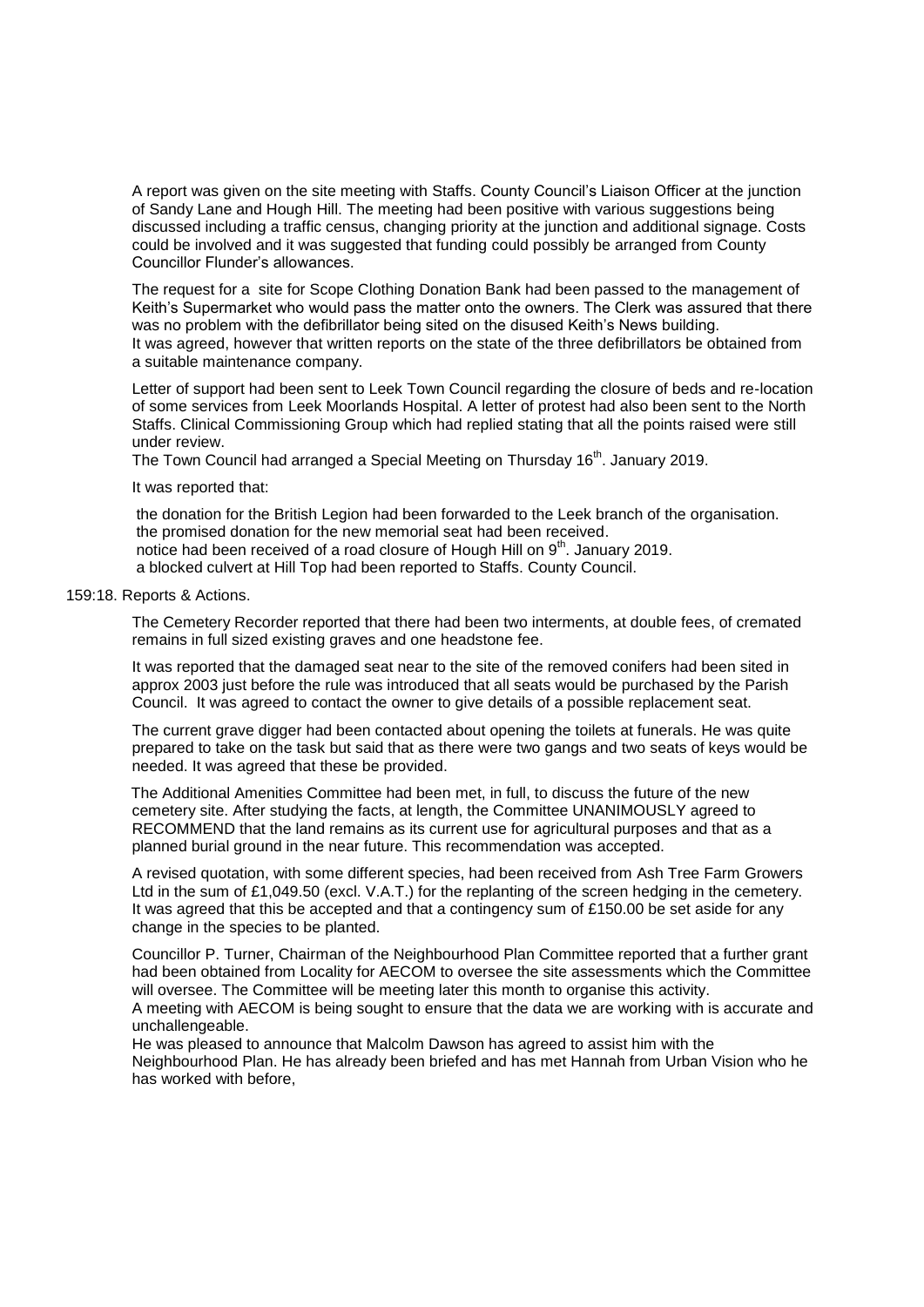A report was given on the site meeting with Staffs. County Council's Liaison Officer at the junction of Sandy Lane and Hough Hill. The meeting had been positive with various suggestions being discussed including a traffic census, changing priority at the junction and additional signage. Costs could be involved and it was suggested that funding could possibly be arranged from County Councillor Flunder's allowances.

The request for a site for Scope Clothing Donation Bank had been passed to the management of Keith's Supermarket who would pass the matter onto the owners. The Clerk was assured that there was no problem with the defibrillator being sited on the disused Keith's News building.
It was agreed, however that written reports on the state of the three defibrillators be obtained from a suitable maintenance company.

Letter of support had been sent to Leek Town Council regarding the closure of beds and re-location of some services from Leek Moorlands Hospital. A letter of protest had also been sent to the North Staffs. Clinical Commissioning Group which had replied stating that all the points raised were still under review.
The Town Council had arranged a Special Meeting on Thursday 16th. January 2019.

It was reported that:

the donation for the British Legion had been forwarded to the Leek branch of the organisation.
the promised donation for the new memorial seat had been received.
notice had been received of a road closure of Hough Hill on 9th. January 2019.
a blocked culvert at Hill Top had been reported to Staffs. County Council.

159:18. Reports & Actions.

The Cemetery Recorder reported that there had been two interments, at double fees, of cremated remains in full sized existing graves and one headstone fee.

It was reported that the damaged seat near to the site of the removed conifers had been sited in approx 2003 just before the rule was introduced that all seats would be purchased by the Parish Council. It was agreed to contact the owner to give details of a possible replacement seat.

The current grave digger had been contacted about opening the toilets at funerals. He was quite prepared to take on the task but said that as there were two gangs and two seats of keys would be needed. It was agreed that these be provided.

The Additional Amenities Committee had been met, in full, to discuss the future of the new cemetery site. After studying the facts, at length, the Committee UNANIMOUSLY agreed to RECOMMEND that the land remains as its current use for agricultural purposes and that as a planned burial ground in the near future. This recommendation was accepted.

A revised quotation, with some different species, had been received from Ash Tree Farm Growers Ltd in the sum of £1,049.50 (excl. V.A.T.) for the replanting of the screen hedging in the cemetery. It was agreed that this be accepted and that a contingency sum of £150.00 be set aside for any change in the species to be planted.

Councillor P. Turner, Chairman of the Neighbourhood Plan Committee reported that a further grant had been obtained from Locality for AECOM to oversee the site assessments which the Committee will oversee. The Committee will be meeting later this month to organise this activity.
A meeting with AECOM is being sought to ensure that the data we are working with is accurate and unchallengeable.
He was pleased to announce that Malcolm Dawson has agreed to assist him with the Neighbourhood Plan. He has already been briefed and has met Hannah from Urban Vision who he has worked with before,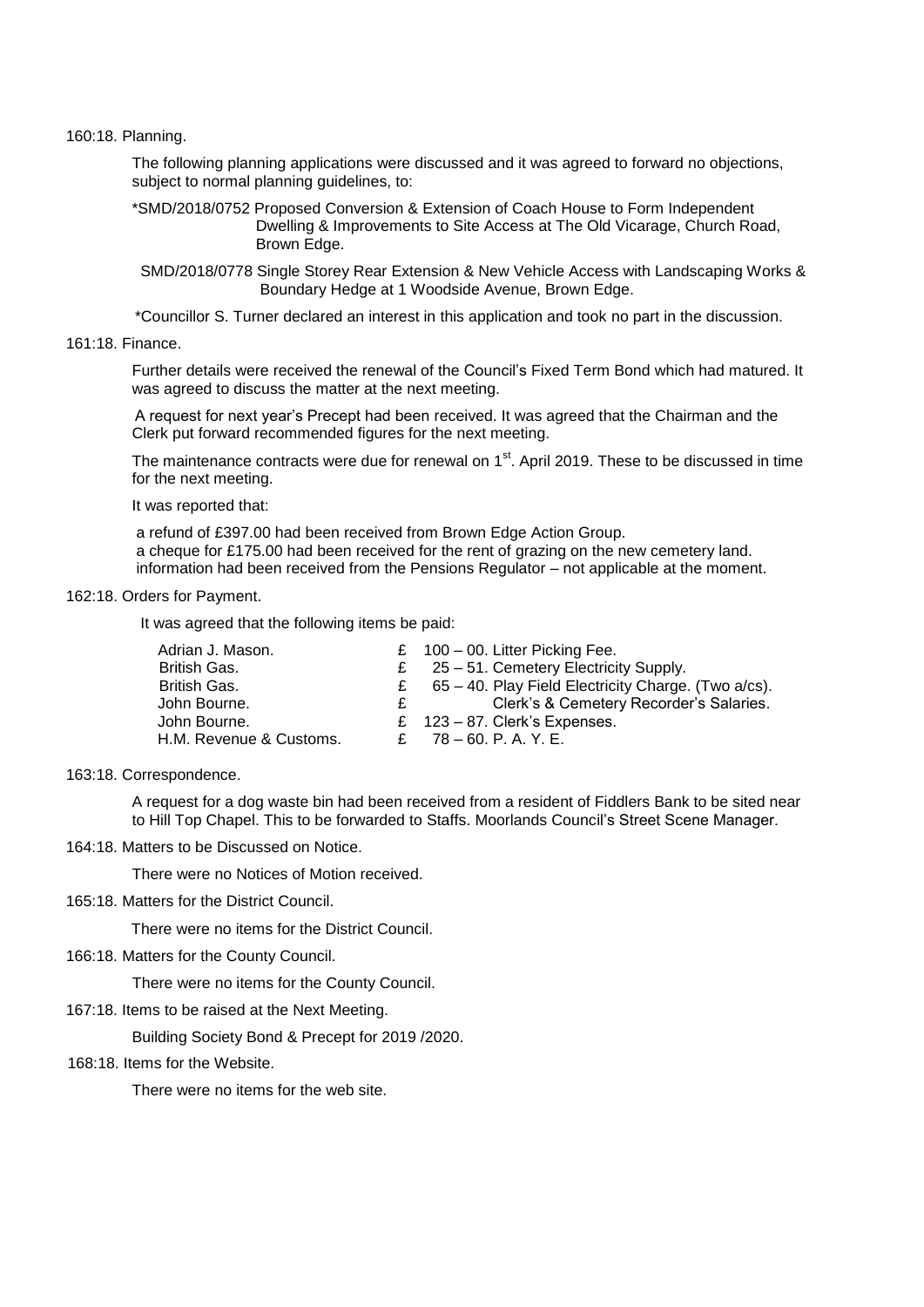160:18. Planning.

The following planning applications were discussed and it was agreed to forward no objections, subject to normal planning guidelines, to:

*SMD/2018/0752 Proposed Conversion & Extension of Coach House to Form Independent Dwelling & Improvements to Site Access at The Old Vicarage, Church Road, Brown Edge.

SMD/2018/0778 Single Storey Rear Extension & New Vehicle Access with Landscaping Works & Boundary Hedge at 1 Woodside Avenue, Brown Edge.

*Councillor S. Turner declared an interest in this application and took no part in the discussion.

161:18. Finance.

Further details were received the renewal of the Council's Fixed Term Bond which had matured. It was agreed to discuss the matter at the next meeting.

A request for next year's Precept had been received. It was agreed that the Chairman and the Clerk put forward recommended figures for the next meeting.

The maintenance contracts were due for renewal on 1st. April 2019. These to be discussed in time for the next meeting.

It was reported that:

a refund of £397.00 had been received from Brown Edge Action Group.
a cheque for £175.00 had been received for the rent of grazing on the new cemetery land.
information had been received from the Pensions Regulator – not applicable at the moment.

162:18. Orders for Payment.

It was agreed that the following items be paid:

| | | |
|---|---|---|
| Adrian J. Mason. | £ | 100 – 00. Litter Picking Fee. |
| British Gas. | £ | 25 – 51. Cemetery Electricity Supply. |
| British Gas. | £ | 65 – 40. Play Field Electricity Charge. (Two a/cs). |
| John Bourne. | £ | Clerk's & Cemetery Recorder's Salaries. |
| John Bourne. | £ | 123 – 87. Clerk's Expenses. |
| H.M. Revenue & Customs. | £ | 78 – 60. P. A. Y. E. |

163:18. Correspondence.

A request for a dog waste bin had been received from a resident of Fiddlers Bank to be sited near to Hill Top Chapel. This to be forwarded to Staffs. Moorlands Council's Street Scene Manager.

164:18. Matters to be Discussed on Notice.

There were no Notices of Motion received.

165:18. Matters for the District Council.

There were no items for the District Council.

166:18. Matters for the County Council.

There were no items for the County Council.

167:18. Items to be raised at the Next Meeting.

Building Society Bond & Precept for 2019 /2020.

168:18. Items for the Website.

There were no items for the web site.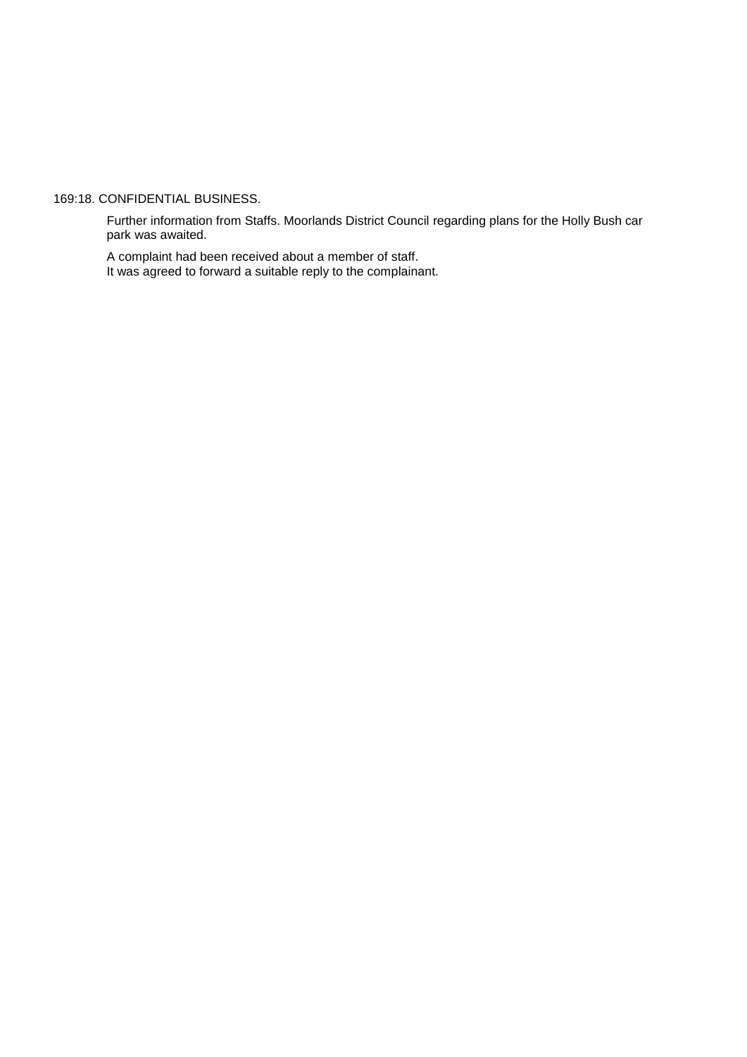169:18. CONFIDENTIAL BUSINESS.

Further information from Staffs. Moorlands District Council regarding plans for the Holly Bush car park was awaited.

A complaint had been received about a member of staff.
It was agreed to forward a suitable reply to the complainant.